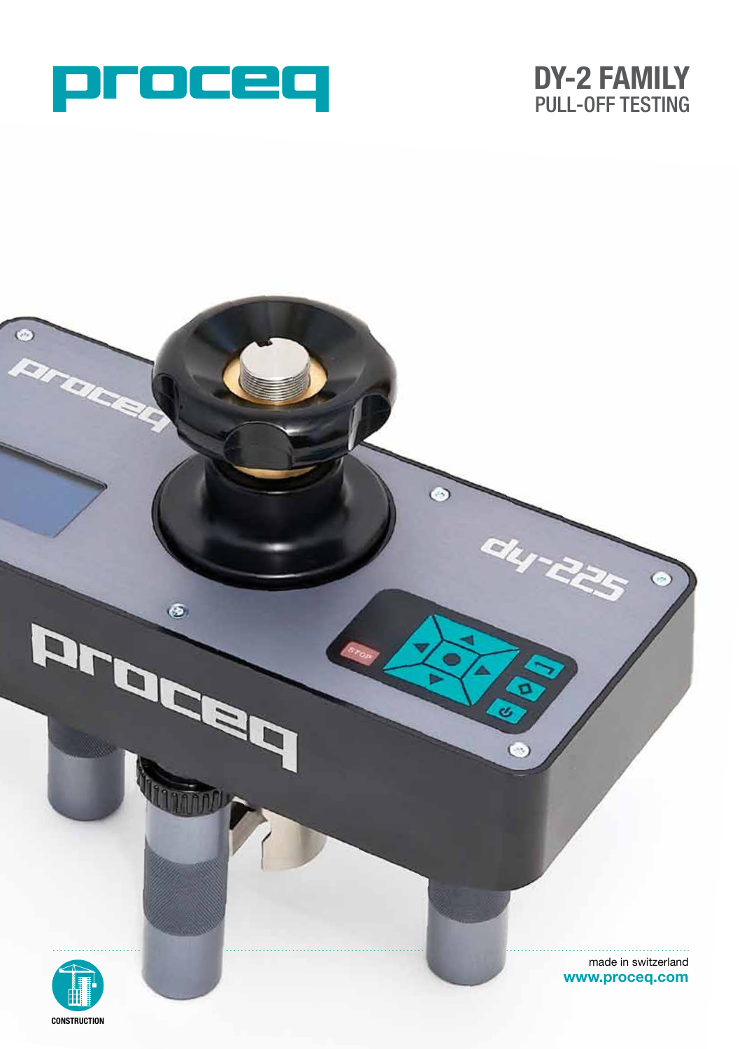proceq

# DY-2 FAMILY
## PULL-OFF TESTING

made in switzerland
**www.proceq.com**

CONSTRUCTION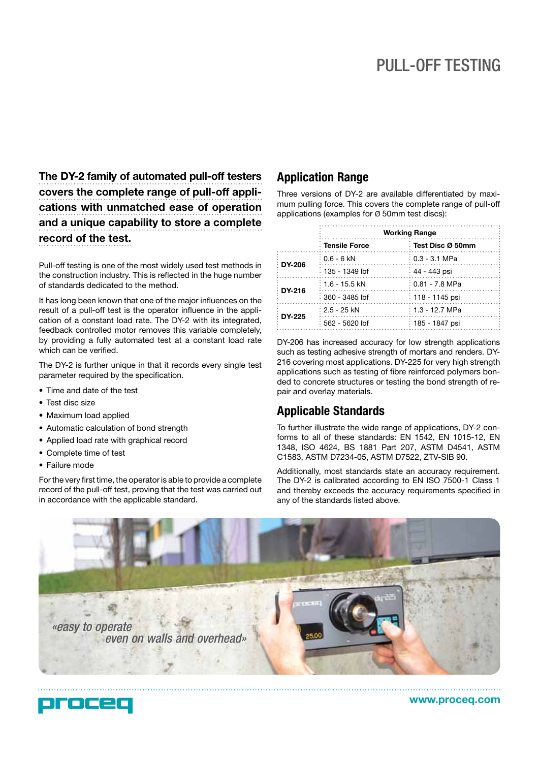# PULL-OFF TESTING

**The DY-2 family of automated pull-off testers covers the complete range of pull-off applications with unmatched ease of operation and a unique capability to store a complete record of the test.**

Pull-off testing is one of the most widely used test methods in the construction industry. This is reflected in the huge number of standards dedicated to the method.

It has long been known that one of the major influences on the result of a pull-off test is the operator influence in the application of a constant load rate. The DY-2 with its integrated, feedback controlled motor removes this variable completely, by providing a fully automated test at a constant load rate which can be verified.

The DY-2 is further unique in that it records every single test parameter required by the specification.

- Time and date of the test
- Test disc size
- Maximum load applied
- Automatic calculation of bond strength
- Applied load rate with graphical record
- Complete time of test
- Failure mode

For the very first time, the operator is able to provide a complete record of the pull-off test, proving that the test was carried out in accordance with the applicable standard.

## Application Range

Three versions of DY-2 are available differentiated by maximum pulling force. This covers the complete range of pull-off applications (examples for Ø 50mm test discs):

| | Working Range | |
|---|---|---|
| | **Tensile Force** | **Test Disc Ø 50mm** |
| **DY-206** | 0.6 - 6 kN | 0.3 - 3.1 MPa |
| | 135 - 1349 lbf | 44 - 443 psi |
| **DY-216** | 1.6 - 15.5 kN | 0.81 - 7.8 MPa |
| | 360 - 3485 lbf | 118 - 1145 psi |
| **DY-225** | 2.5 - 25 kN | 1.3 - 12.7 MPa |
| | 562 - 5620 lbf | 185 - 1847 psi |

DY-206 has increased accuracy for low strength applications such as testing adhesive strength of mortars and renders. DY-216 covering most applications. DY-225 for very high strength applications such as testing of fibre reinforced polymers bonded to concrete structures or testing the bond strength of repair and overlay materials.

## Applicable Standards

To further illustrate the wide range of applications, DY-2 conforms to all of these standards: EN 1542, EN 1015-12, EN 1348, ISO 4624, BS 1881 Part 207, ASTM D4541, ASTM C1583, ASTM D7234-05, ASTM D7522, ZTV-SIB 90.

Additionally, most standards state an accuracy requirement. The DY-2 is calibrated according to EN ISO 7500-1 Class 1 and thereby exceeds the accuracy requirements specified in any of the standards listed above.

*«easy to operate even on walls and overhead»*

proceq

www.proceq.com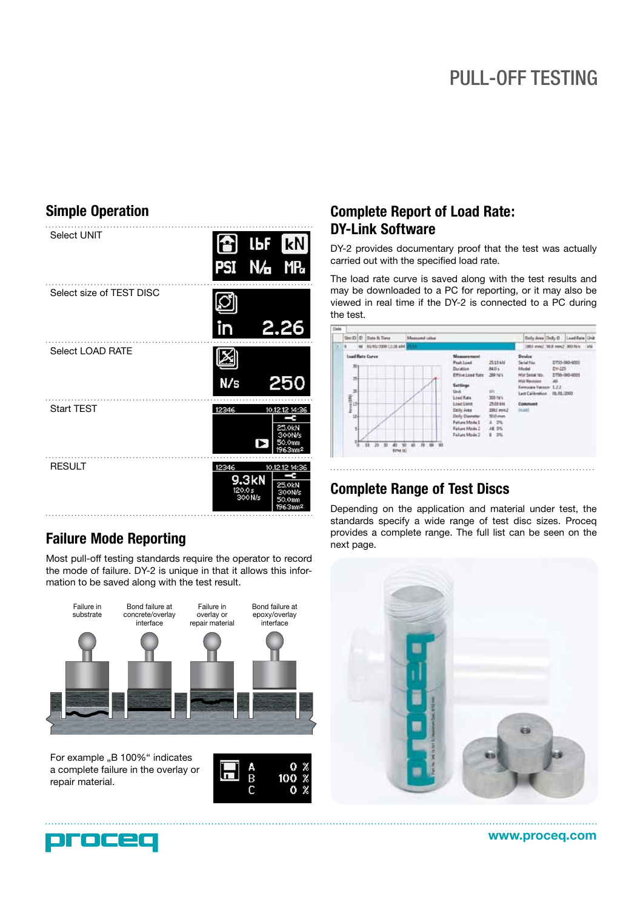# PULL-OFF TESTING

## Simple Operation

Select UNIT

Select size of TEST DISC

Select LOAD RATE

Start TEST

RESULT

## Failure Mode Reporting

Most pull-off testing standards require the operator to record the mode of failure. DY-2 is unique in that it allows this information to be saved along with the test result.

Failure in substrate

Bond failure at concrete/overlay interface

Failure in overlay or repair material

Bond failure at epoxy/overlay interface

For example „B 100%“ indicates a complete failure in the overlay or repair material.

## Complete Report of Load Rate: DY-Link Software

DY-2 provides documentary proof that the test was actually carried out with the specified load rate.

The load rate curve is saved along with the test results and may be downloaded to a PC for reporting, or it may also be viewed in real time if the DY-2 is connected to a PC during the test.

## Complete Range of Test Discs

Depending on the application and material under test, the standards specify a wide range of test disc sizes. Proceq provides a complete range. The full list can be seen on the next page.

www.proceq.com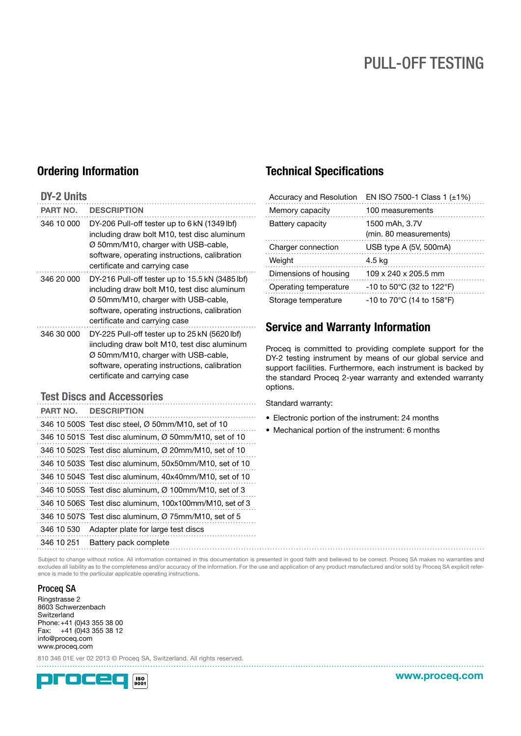# PULL-OFF TESTING

## Ordering Information

### DY-2 Units

| PART NO. | DESCRIPTION |
| --- | --- |
| 346 10 000 | DY-206 Pull-off tester up to 6 kN (1349 lbf) including draw bolt M10, test disc aluminum Ø 50mm/M10, charger with USB-cable, software, operating instructions, calibration certificate and carrying case |
| 346 20 000 | DY-216 Pull-off tester up to 15.5 kN (3485 lbf) including draw bolt M10, test disc aluminum Ø 50mm/M10, charger with USB-cable, software, operating instructions, calibration certificate and carrying case |
| 346 30 000 | DY-225 Pull-off tester up to 25 kN (5620 lbf) iincluding draw bolt M10, test disc aluminum Ø 50mm/M10, charger with USB-cable, software, operating instructions, calibration certificate and carrying case |

### Test Discs and Accessories

| PART NO. | DESCRIPTION |
| --- | --- |
| 346 10 500S | Test disc steel, Ø 50mm/M10, set of 10 |
| 346 10 501S | Test disc aluminum, Ø 50mm/M10, set of 10 |
| 346 10 502S | Test disc aluminum, Ø 20mm/M10, set of 10 |
| 346 10 503S | Test disc aluminum, 50x50mm/M10, set of 10 |
| 346 10 504S | Test disc aluminum, 40x40mm/M10, set of 10 |
| 346 10 505S | Test disc aluminum, Ø 100mm/M10, set of 3 |
| 346 10 506S | Test disc aluminum, 100x100mm/M10, set of 3 |
| 346 10 507S | Test disc aluminum, Ø 75mm/M10, set of 5 |
| 346 10 530 | Adapter plate for large test discs |
| 346 10 251 | Battery pack complete |

## Technical Specifications

| | |
| --- | --- |
| Accuracy and Resolution | EN ISO 7500-1 Class 1 (±1%) |
| Memory capacity | 100 measurements |
| Battery capacity | 1500 mAh, 3.7V (min. 80 measurements) |
| Charger connection | USB type A (5V, 500mA) |
| Weight | 4.5 kg |
| Dimensions of housing | 109 x 240 x 205.5 mm |
| Operating temperature | -10 to 50°C (32 to 122°F) |
| Storage temperature | -10 to 70°C (14 to 158°F) |

## Service and Warranty Information

Proceq is committed to providing complete support for the DY-2 testing instrument by means of our global service and support facilities. Furthermore, each instrument is backed by the standard Proceq 2-year warranty and extended warranty options.

Standard warranty:

- Electronic portion of the instrument: 24 months
- Mechanical portion of the instrument: 6 months

Subject to change without notice. All information contained in this documentation is presented in good faith and believed to be correct. Proceq SA makes no warranties and excludes all liability as to the completeness and/or accuracy of the information. For the use and application of any product manufactured and/or sold by Proceq SA explicit reference is made to the particular applicable operating instructions.

**Proceq SA**
Ringstrasse 2
8603 Schwerzenbach
Switzerland
Phone: +41 (0)43 355 38 00
Fax: +41 (0)43 355 38 12
info@proceq.com
www.proceq.com

810 346 01E ver 02 2013 © Proceq SA, Switzerland. All rights reserved.

proceq ISO 9001

www.proceq.com